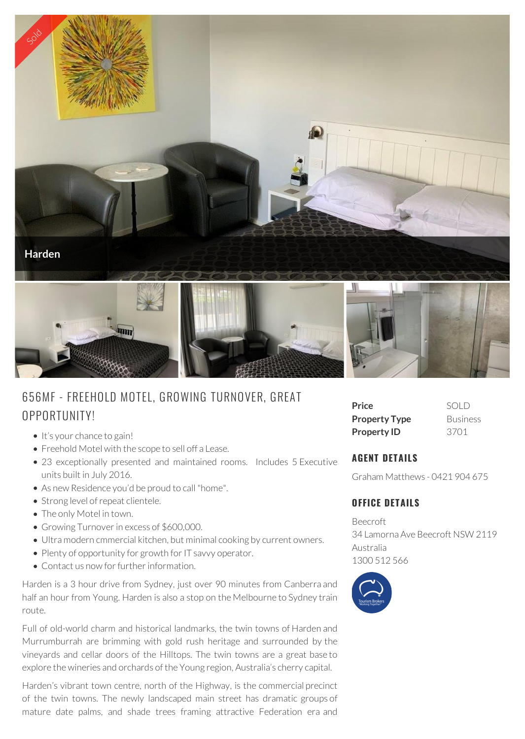Sold

Harden

# 656MF - FREEHOLD MOTEL, GROWING TURNOVER, GREAT OPPORTUNITY!

- It's your chance to gain!
- Freehold Motel with the scope to sell off a Lease.
- 23 exceptionally presented and maintained rooms. Includes 5 Executive units built in July 2016.
- As new Residence you'd be proud to call "home".
- Strong level of repeat clientele.
- The only Motel in town.
- Growing Turnover in excess of $600,000.
- Ultra modern cmmercial kitchen, but minimal cooking by current owners.
- Plenty of opportunity for growth for IT savvy operator.
- Contact us now for further information.

Harden is a 3 hour drive from Sydney, just over 90 minutes from Canberra and half an hour from Young. Harden is also a stop on the Melbourne to Sydney train route.

Full of old-world charm and historical landmarks, the twin towns of Harden and Murrumburrah are brimming with gold rush heritage and surrounded by the vineyards and cellar doors of the Hilltops. The twin towns are a great base to explore the wineries and orchards of the Young region, Australia's cherry capital.

Harden's vibrant town centre, north of the Highway, is the commercial precinct of the twin towns. The newly landscaped main street has dramatic groups of mature date palms, and shade trees framing attractive Federation era and

| | |
|---|---|
| **Price** | SOLD |
| **Property Type** | Business |
| **Property ID** | 3701 |

## AGENT DETAILS

Graham Matthews - 0421 904 675

## OFFICE DETAILS

Beecroft
34 Lamorna Ave Beecroft NSW 2119
Australia
1300 512 566

Tourism Brokers "Working Together"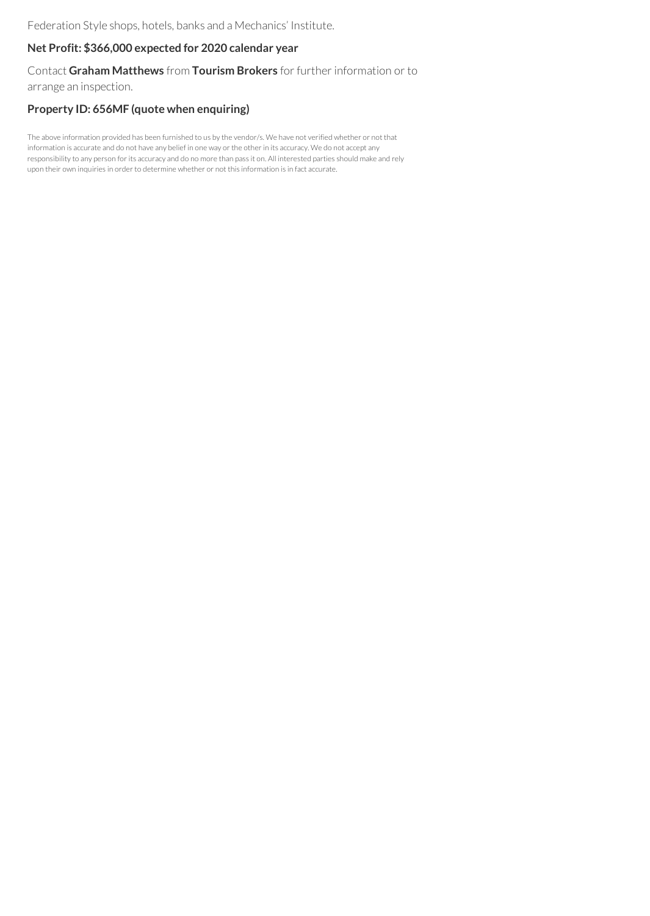Federation Style shops, hotels, banks and a Mechanics' Institute.

**Net Profit: $366,000 expected for 2020 calendar year**

Contact **Graham Matthews** from **Tourism Brokers** for further information or to arrange an inspection.

**Property ID: 656MF (quote when enquiring)**

The above information provided has been furnished to us by the vendor/s. We have not verified whether or not that information is accurate and do not have any belief in one way or the other in its accuracy. We do not accept any responsibility to any person for its accuracy and do no more than pass it on. All interested parties should make and rely upon their own inquiries in order to determine whether or not this information is in fact accurate.